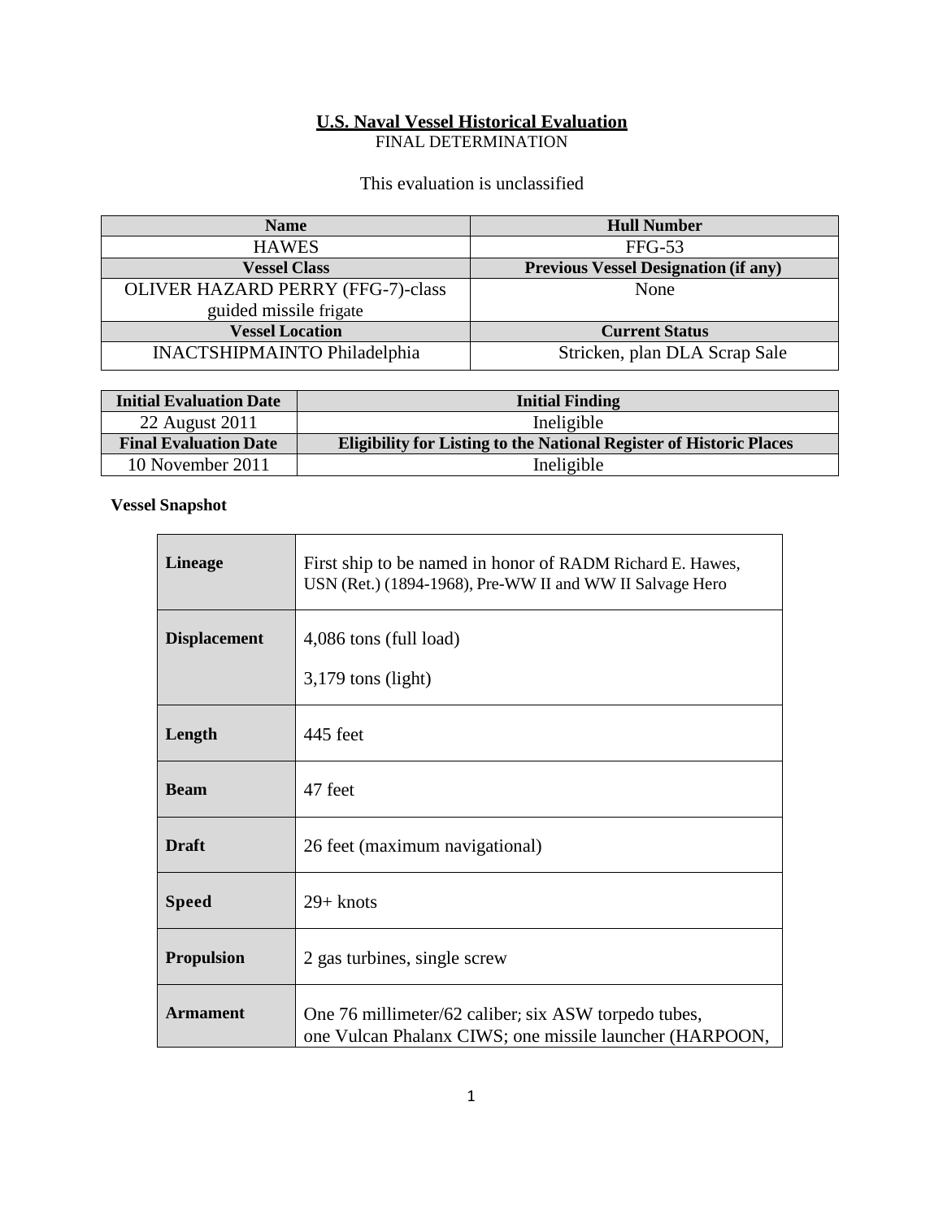**U.S. Naval Vessel Historical Evaluation**

FINAL DETERMINATION

This evaluation is unclassified

| Name | Hull Number |
|---|---|
| HAWES | FFG-53 |
| **Vessel Class** | **Previous Vessel Designation (if any)** |
| OLIVER HAZARD PERRY (FFG-7)-class guided missile frigate | None |
| **Vessel Location** | **Current Status** |
| INACTSHIPMAINTO Philadelphia | Stricken, plan DLA Scrap Sale |

| Initial Evaluation Date | Initial Finding |
|---|---|
| 22 August 2011 | Ineligible |
| **Final Evaluation Date** | **Eligibility for Listing to the National Register of Historic Places** |
| 10 November 2011 | Ineligible |

**Vessel Snapshot**

| | |
|---|---|
| **Lineage** | First ship to be named in honor of RADM Richard E. Hawes, USN (Ret.) (1894-1968), Pre-WW II and WW II Salvage Hero |
| **Displacement** | 4,086 tons (full load)<br>3,179 tons (light) |
| **Length** | 445 feet |
| **Beam** | 47 feet |
| **Draft** | 26 feet (maximum navigational) |
| **Speed** | 29+ knots |
| **Propulsion** | 2 gas turbines, single screw |
| **Armament** | One 76 millimeter/62 caliber; six ASW torpedo tubes, one Vulcan Phalanx CIWS; one missile launcher (HARPOON, |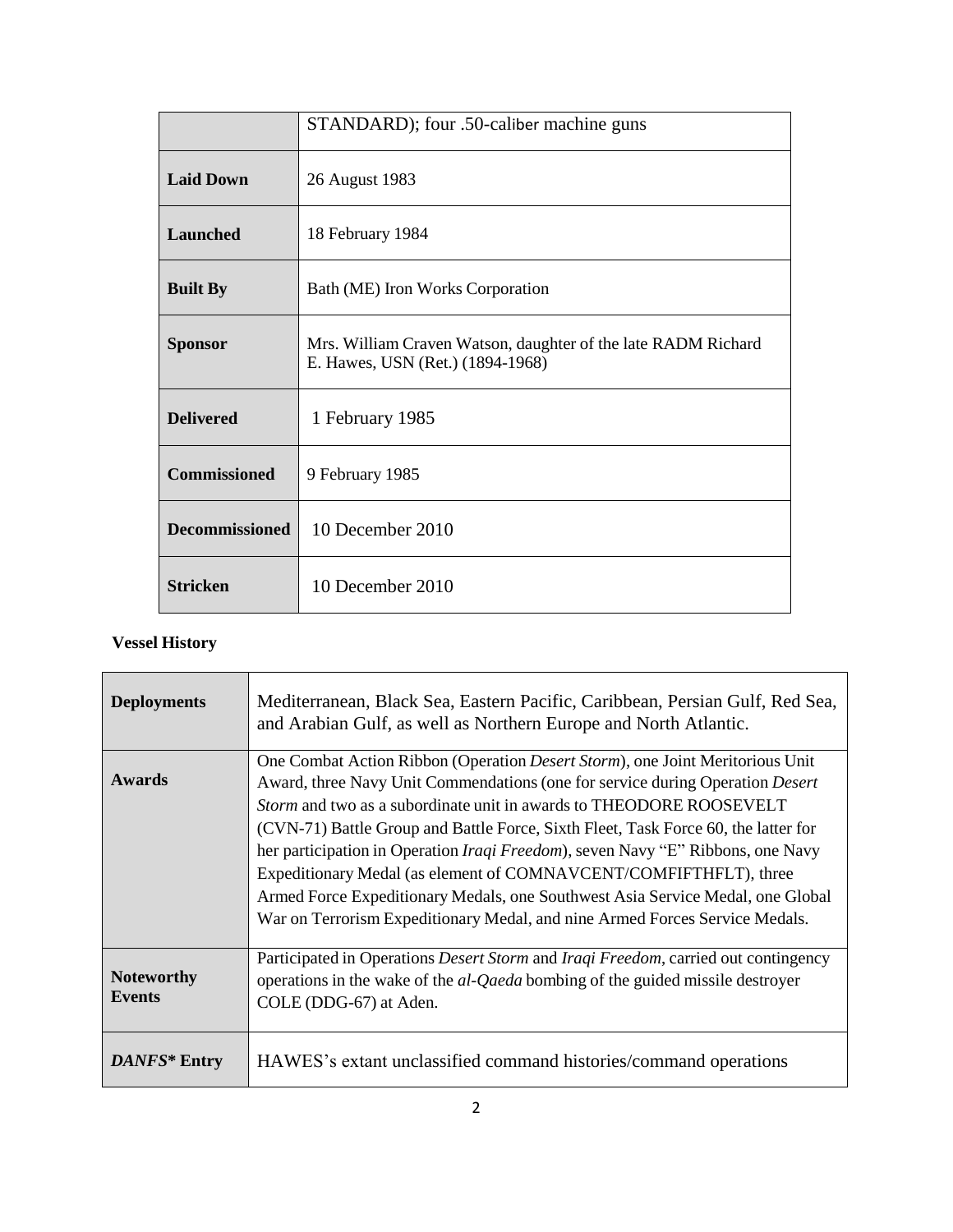|  |  |
| --- | --- |
|  | STANDARD); four .50-caliber machine guns |
| **Laid Down** | 26 August 1983 |
| **Launched** | 18 February 1984 |
| **Built By** | Bath (ME) Iron Works Corporation |
| **Sponsor** | Mrs. William Craven Watson, daughter of the late RADM Richard E. Hawes, USN (Ret.) (1894-1968) |
| **Delivered** | 1 February 1985 |
| **Commissioned** | 9 February 1985 |
| **Decommissioned** | 10 December 2010 |
| **Stricken** | 10 December 2010 |

**Vessel History**

|  |  |
| --- | --- |
| **Deployments** | Mediterranean, Black Sea, Eastern Pacific, Caribbean, Persian Gulf, Red Sea, and Arabian Gulf, as well as Northern Europe and North Atlantic. |
| **Awards** | One Combat Action Ribbon (Operation *Desert Storm*), one Joint Meritorious Unit Award, three Navy Unit Commendations (one for service during Operation *Desert Storm* and two as a subordinate unit in awards to THEODORE ROOSEVELT (CVN-71) Battle Group and Battle Force, Sixth Fleet, Task Force 60, the latter for her participation in Operation *Iraqi Freedom*), seven Navy "E" Ribbons, one Navy Expeditionary Medal (as element of COMNAVCENT/COMFIFTHFLT), three Armed Force Expeditionary Medals, one Southwest Asia Service Medal, one Global War on Terrorism Expeditionary Medal, and nine Armed Forces Service Medals. |
| **Noteworthy Events** | Participated in Operations *Desert Storm* and *Iraqi Freedom*, carried out contingency operations in the wake of the *al-Qaeda* bombing of the guided missile destroyer COLE (DDG-67) at Aden. |
| ***DANFS** Entry** | HAWES's extant unclassified command histories/command operations |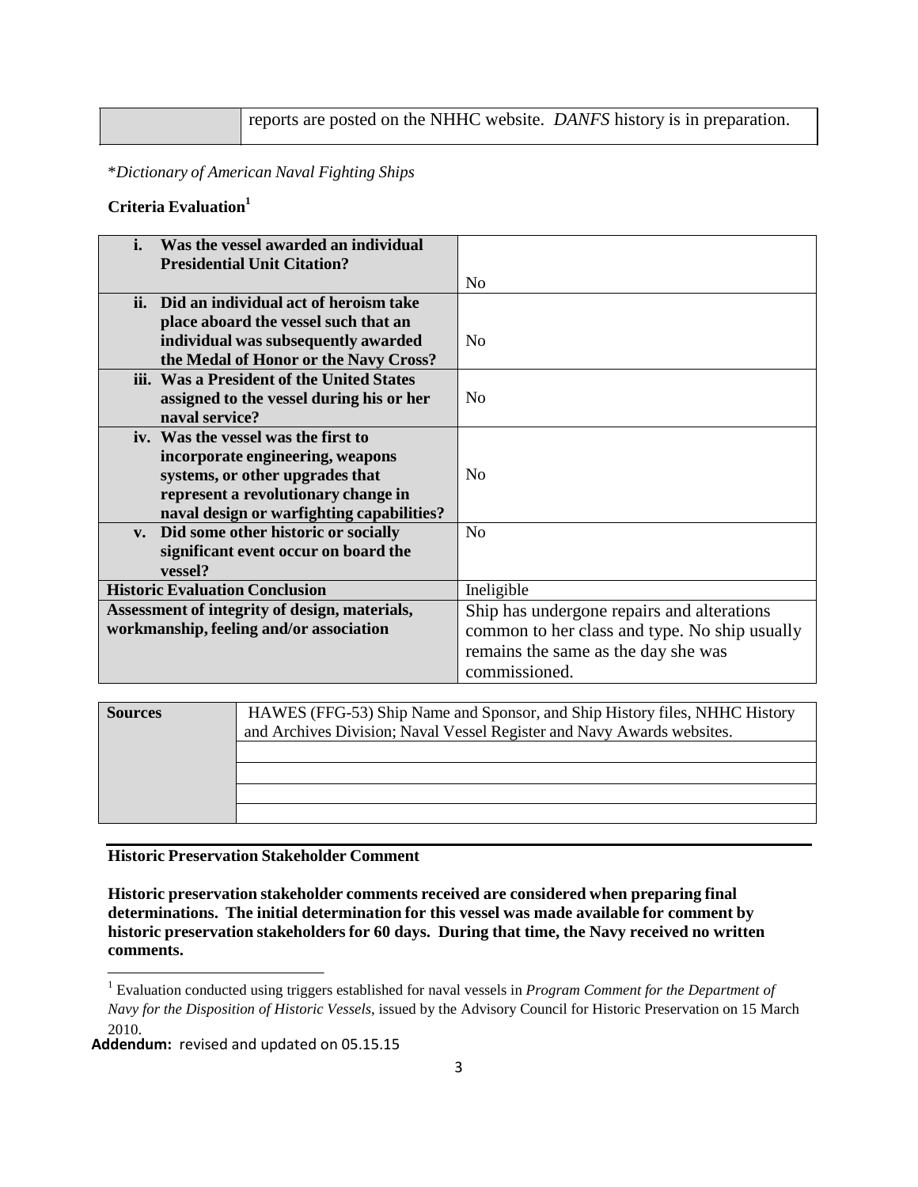| | |
|---|---|
| | reports are posted on the NHHC website. *DANFS* history is in preparation. |

**Dictionary of American Naval Fighting Ships*

**Criteria Evaluation**[1]

| | |
|---|---|
| **i. Was the vessel awarded an individual Presidential Unit Citation?** | No |
| **ii. Did an individual act of heroism take place aboard the vessel such that an individual was subsequently awarded the Medal of Honor or the Navy Cross?** | No |
| **iii. Was a President of the United States assigned to the vessel during his or her naval service?** | No |
| **iv. Was the vessel was the first to incorporate engineering, weapons systems, or other upgrades that represent a revolutionary change in naval design or warfighting capabilities?** | No |
| **v. Did some other historic or socially significant event occur on board the vessel?** | No |
| **Historic Evaluation Conclusion** | Ineligible |
| **Assessment of integrity of design, materials, workmanship, feeling and/or association** | Ship has undergone repairs and alterations common to her class and type. No ship usually remains the same as the day she was commissioned. |

| | |
|---|---|
| **Sources** | HAWES (FFG-53) Ship Name and Sponsor, and Ship History files, NHHC History and Archives Division; Naval Vessel Register and Navy Awards websites. |
| | |
| | |
| | |
| | |

**Historic Preservation Stakeholder Comment**

**Historic preservation stakeholder comments received are considered when preparing final determinations. The initial determination for this vessel was made available for comment by historic preservation stakeholders for 60 days. During that time, the Navy received no written comments.**

[1] Evaluation conducted using triggers established for naval vessels in *Program Comment for the Department of Navy for the Disposition of Historic Vessels*, issued by the Advisory Council for Historic Preservation on 15 March 2010.

**Addendum:** revised and updated on 05.15.15